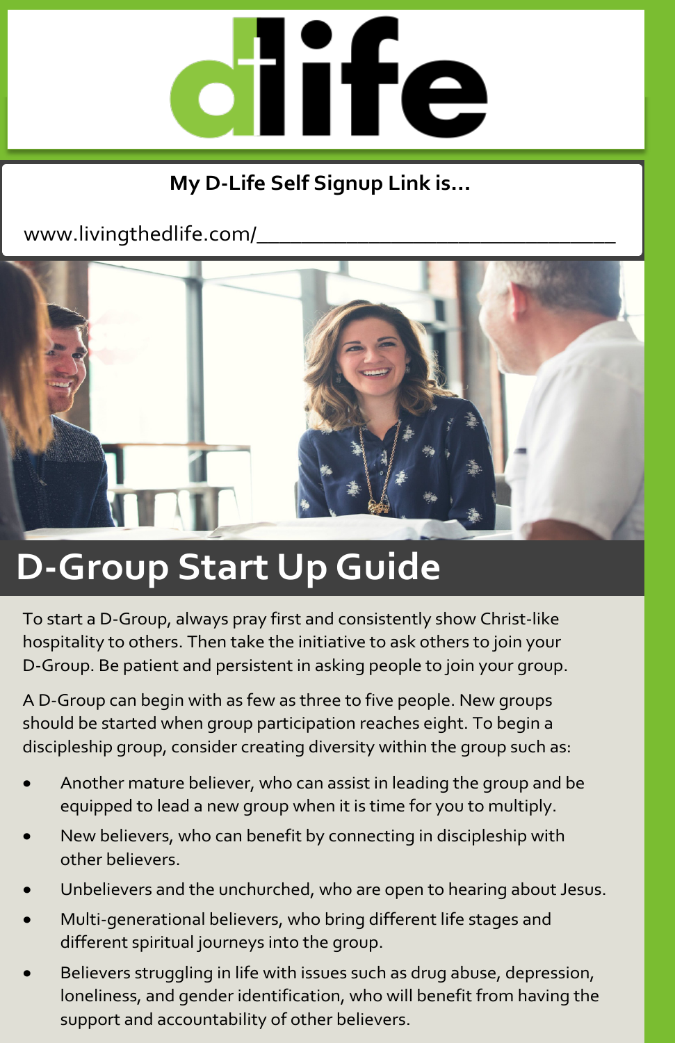dlife

**My D-Life Self Signup Link is...**

www.livingthedlife.com/________________________________

# D-Group Start Up Guide

To start a D-Group, always pray first and consistently show Christ-like hospitality to others. Then take the initiative to ask others to join your D-Group. Be patient and persistent in asking people to join your group.

A D-Group can begin with as few as three to five people. New groups should be started when group participation reaches eight. To begin a discipleship group, consider creating diversity within the group such as:

- Another mature believer, who can assist in leading the group and be equipped to lead a new group when it is time for you to multiply.
- New believers, who can benefit by connecting in discipleship with other believers.
- Unbelievers and the unchurched, who are open to hearing about Jesus.
- Multi-generational believers, who bring different life stages and different spiritual journeys into the group.
- Believers struggling in life with issues such as drug abuse, depression, loneliness, and gender identification, who will benefit from having the support and accountability of other believers.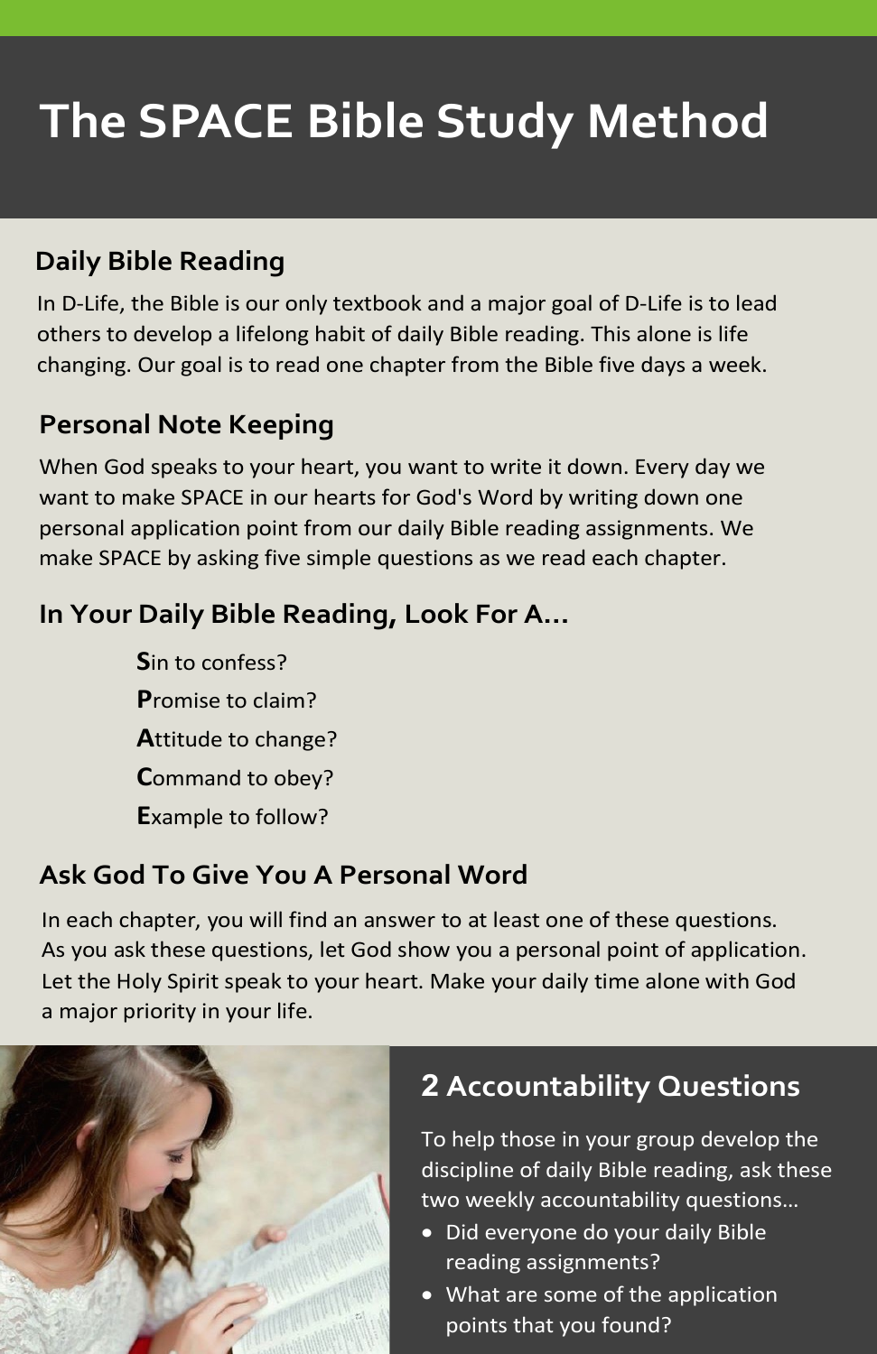# The SPACE Bible Study Method

## Daily Bible Reading

In D-Life, the Bible is our only textbook and a major goal of D-Life is to lead others to develop a lifelong habit of daily Bible reading. This alone is life changing. Our goal is to read one chapter from the Bible five days a week.

## Personal Note Keeping

When God speaks to your heart, you want to write it down. Every day we want to make SPACE in our hearts for God's Word by writing down one personal application point from our daily Bible reading assignments. We make SPACE by asking five simple questions as we read each chapter.

## In Your Daily Bible Reading, Look For A...

**S**in to confess?

**P**romise to claim?

**A**ttitude to change?

**C**ommand to obey?

**E**xample to follow?

## Ask God To Give You A Personal Word

In each chapter, you will find an answer to at least one of these questions. As you ask these questions, let God show you a personal point of application. Let the Holy Spirit speak to your heart. Make your daily time alone with God a major priority in your life.

## 2 Accountability Questions

To help those in your group develop the discipline of daily Bible reading, ask these two weekly accountability questions...

- Did everyone do your daily Bible reading assignments?
- What are some of the application points that you found?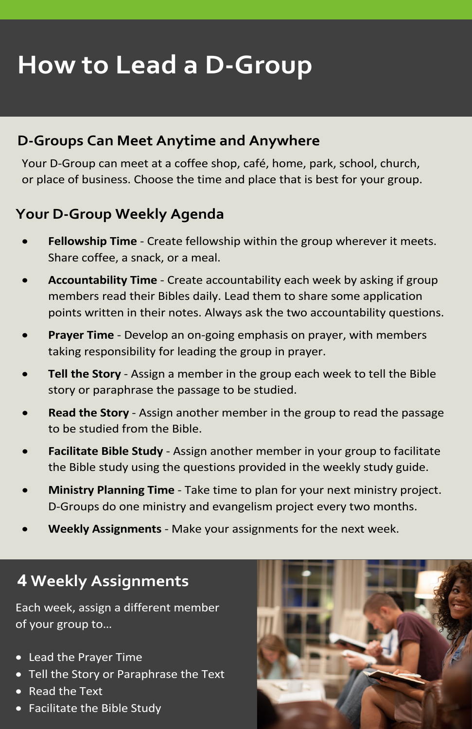# How to Lead a D-Group

## D-Groups Can Meet Anytime and Anywhere

Your D-Group can meet at a coffee shop, café, home, park, school, church, or place of business. Choose the time and place that is best for your group.

## Your D-Group Weekly Agenda

- **Fellowship Time** - Create fellowship within the group wherever it meets. Share coffee, a snack, or a meal.
- **Accountability Time** - Create accountability each week by asking if group members read their Bibles daily. Lead them to share some application points written in their notes. Always ask the two accountability questions.
- **Prayer Time** - Develop an on-going emphasis on prayer, with members taking responsibility for leading the group in prayer.
- **Tell the Story** - Assign a member in the group each week to tell the Bible story or paraphrase the passage to be studied.
- **Read the Story** - Assign another member in the group to read the passage to be studied from the Bible.
- **Facilitate Bible Study** - Assign another member in your group to facilitate the Bible study using the questions provided in the weekly study guide.
- **Ministry Planning Time** - Take time to plan for your next ministry project. D-Groups do one ministry and evangelism project every two months.
- **Weekly Assignments** - Make your assignments for the next week.

## 4 Weekly Assignments

Each week, assign a different member of your group to...

- Lead the Prayer Time
- Tell the Story or Paraphrase the Text
- Read the Text
- Facilitate the Bible Study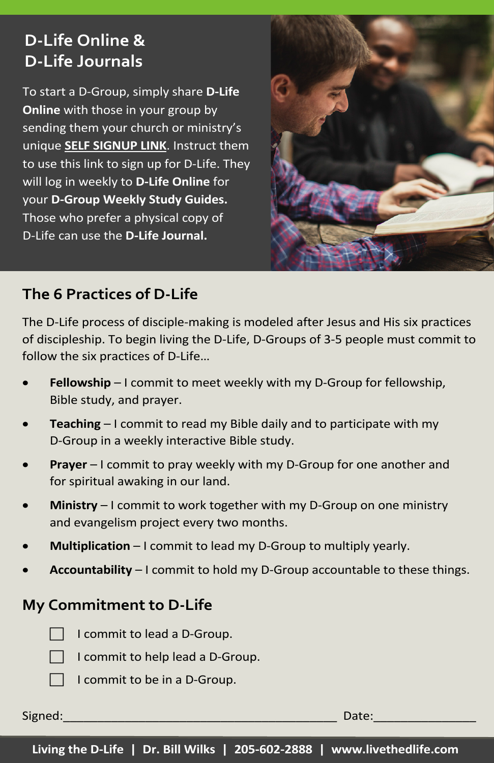## D-Life Online & D-Life Journals

To start a D-Group, simply share **D-Life Online** with those in your group by sending them your church or ministry's unique **SELF SIGNUP LINK**. Instruct them to use this link to sign up for D-Life. They will log in weekly to **D-Life Online** for your **D-Group Weekly Study Guides.** Those who prefer a physical copy of D-Life can use the **D-Life Journal.**

## The 6 Practices of D-Life

The D-Life process of disciple-making is modeled after Jesus and His six practices of discipleship. To begin living the D-Life, D-Groups of 3-5 people must commit to follow the six practices of D-Life…

- **Fellowship** – I commit to meet weekly with my D-Group for fellowship, Bible study, and prayer.
- **Teaching** – I commit to read my Bible daily and to participate with my D-Group in a weekly interactive Bible study.
- **Prayer** – I commit to pray weekly with my D-Group for one another and for spiritual awaking in our land.
- **Ministry** – I commit to work together with my D-Group on one ministry and evangelism project every two months.
- **Multiplication** – I commit to lead my D-Group to multiply yearly.
- **Accountability** – I commit to hold my D-Group accountable to these things.

## My Commitment to D-Life

- ☐ I commit to lead a D-Group.
- ☐ I commit to help lead a D-Group.
- ☐ I commit to be in a D-Group.

Signed:_________________________________________ Date:_______________

**Living the D-Life | Dr. Bill Wilks | 205-602-2888 | www.livethedlife.com**